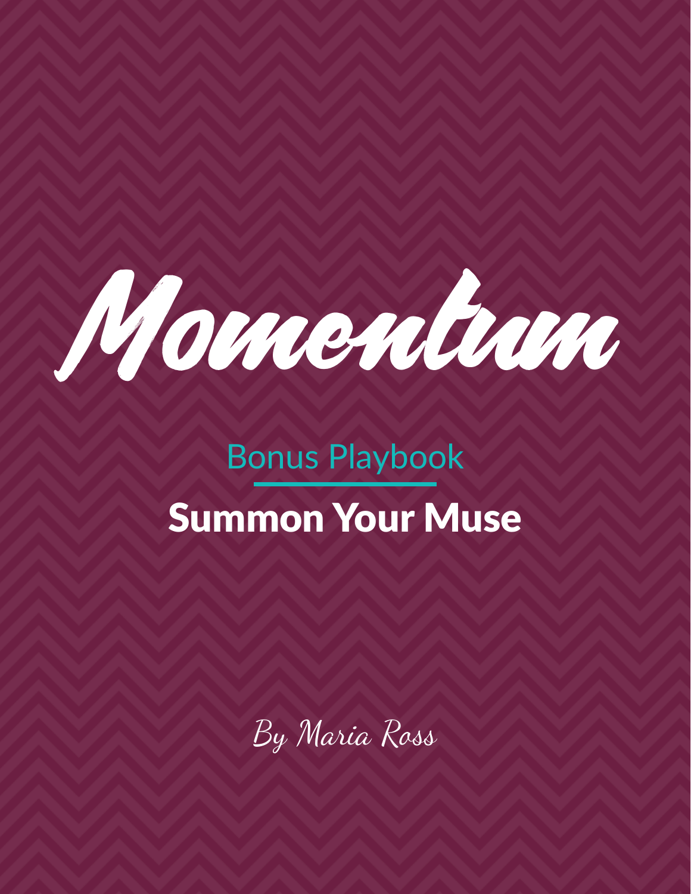# Momentum

Bonus Playbook

## Summon Your Muse

By Maria Ross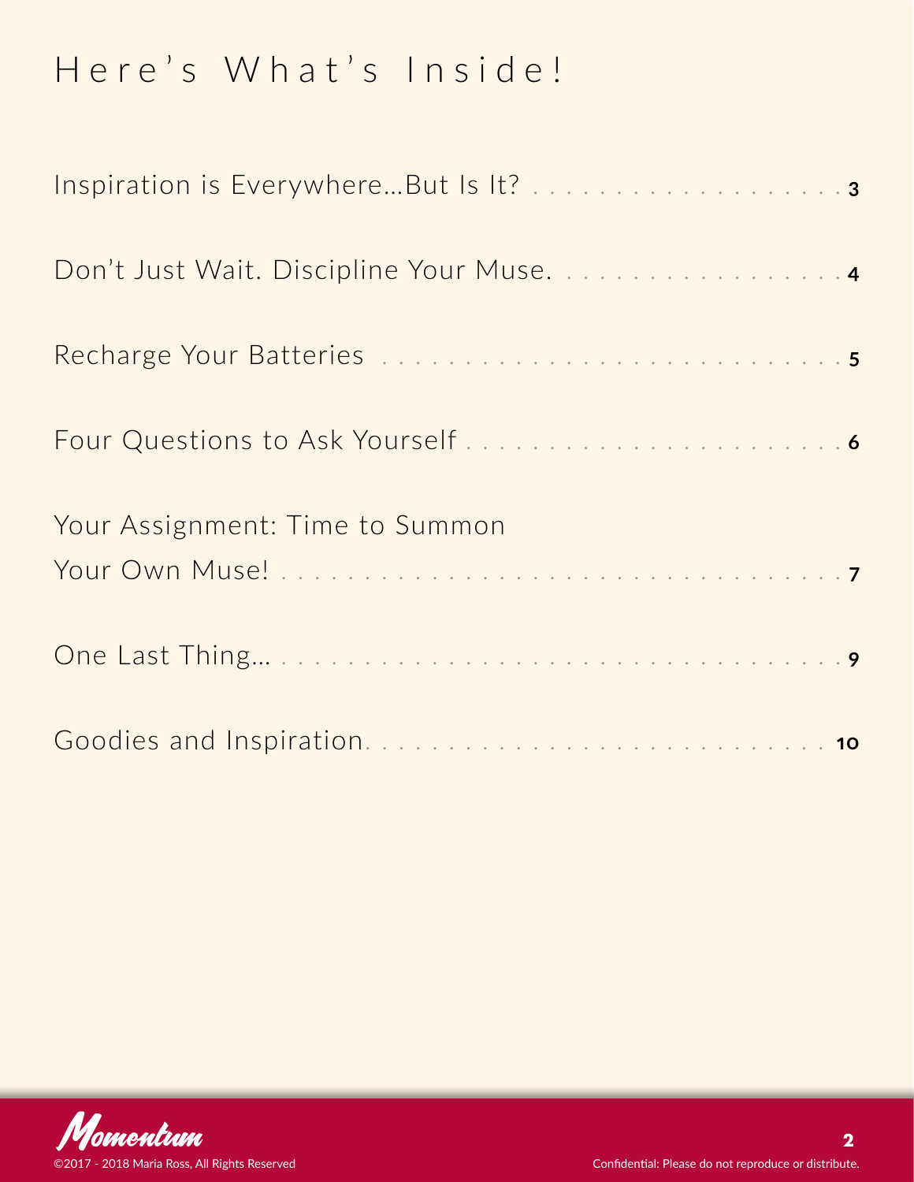# Here's What's Inside!

Inspiration is Everywhere…But Is It? . . . . . . . . . . . . . . . . . . . . . **3**

Don't Just Wait. Discipline Your Muse. . . . . . . . . . . . . . . . . . . **4**

Recharge Your Batteries . . . . . . . . . . . . . . . . . . . . . . . . . . . . . **5**

Four Questions to Ask Yourself . . . . . . . . . . . . . . . . . . . . . . . . **6**

Your Assignment: Time to Summon Your Own Muse! . . . . . . . . . . . . . . . . . . . . . . . . . . . . . . . . . . . **7**

One Last Thing… . . . . . . . . . . . . . . . . . . . . . . . . . . . . . . . . . . **9**

Goodies and Inspiration. . . . . . . . . . . . . . . . . . . . . . . . . . . . . **10**

Confidential: Please do not reproduce or distribute.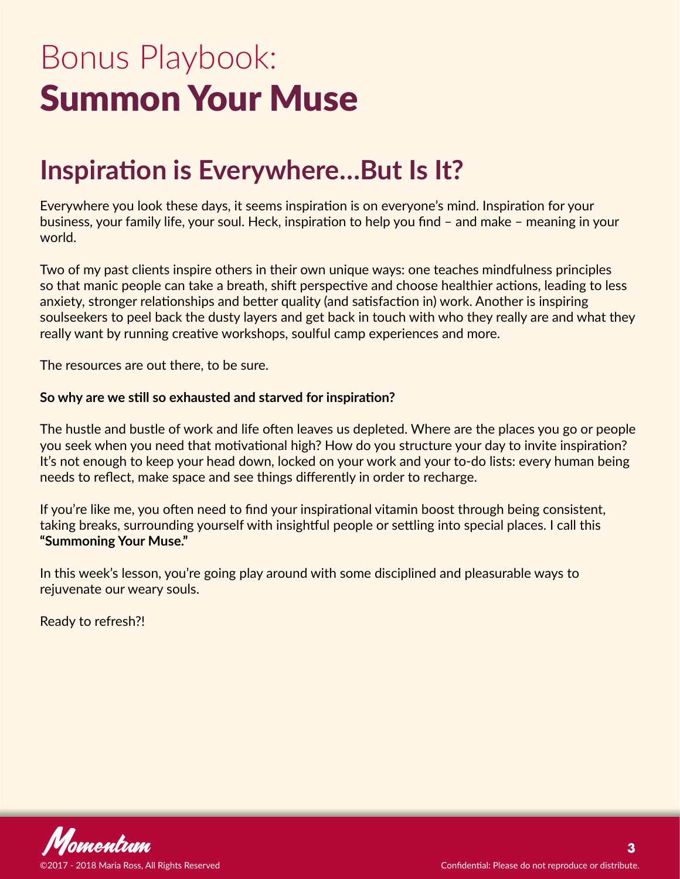# Bonus Playbook: Summon Your Muse

## Inspiration is Everywhere...But Is It?

Everywhere you look these days, it seems inspiration is on everyone's mind. Inspiration for your business, your family life, your soul. Heck, inspiration to help you find – and make – meaning in your world.

Two of my past clients inspire others in their own unique ways: one teaches mindfulness principles so that manic people can take a breath, shift perspective and choose healthier actions, leading to less anxiety, stronger relationships and better quality (and satisfaction in) work. Another is inspiring soulseekers to peel back the dusty layers and get back in touch with who they really are and what they really want by running creative workshops, soulful camp experiences and more.

The resources are out there, to be sure.

**So why are we still so exhausted and starved for inspiration?**

The hustle and bustle of work and life often leaves us depleted. Where are the places you go or people you seek when you need that motivational high? How do you structure your day to invite inspiration? It's not enough to keep your head down, locked on your work and your to-do lists: every human being needs to reflect, make space and see things differently in order to recharge.

If you're like me, you often need to find your inspirational vitamin boost through being consistent, taking breaks, surrounding yourself with insightful people or settling into special places. I call this **"Summoning Your Muse."**

In this week's lesson, you're going play around with some disciplined and pleasurable ways to rejuvenate our weary souls.

Ready to refresh?!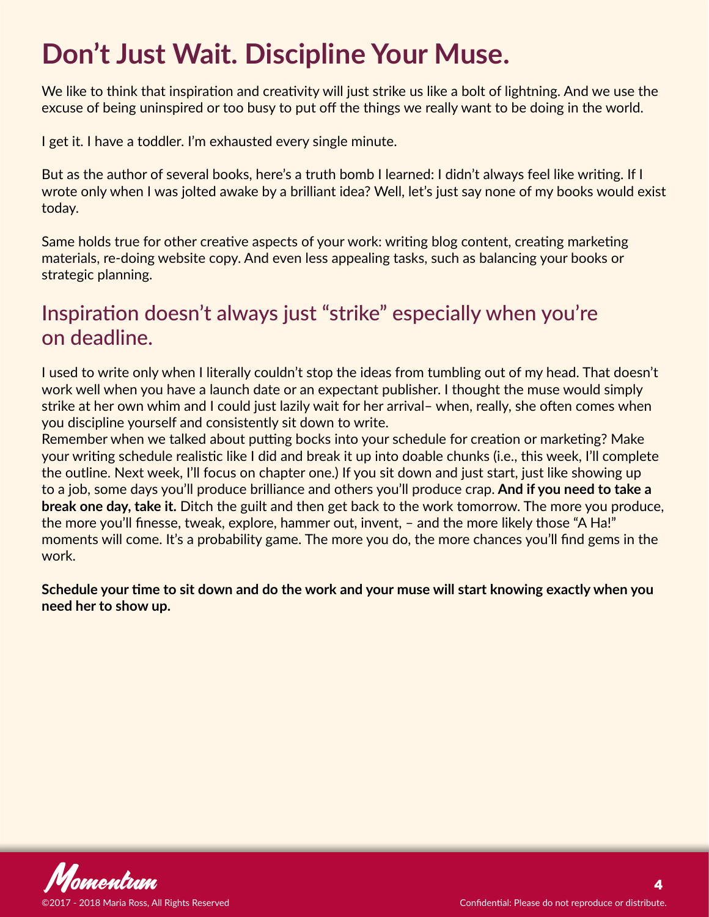# Don’t Just Wait. Discipline Your Muse.

We like to think that inspiration and creativity will just strike us like a bolt of lightning. And we use the excuse of being uninspired or too busy to put off the things we really want to be doing in the world.

I get it. I have a toddler. I’m exhausted every single minute.

But as the author of several books, here’s a truth bomb I learned: I didn’t always feel like writing. If I wrote only when I was jolted awake by a brilliant idea? Well, let’s just say none of my books would exist today.

Same holds true for other creative aspects of your work: writing blog content, creating marketing materials, re-doing website copy. And even less appealing tasks, such as balancing your books or strategic planning.

## Inspiration doesn’t always just “strike” especially when you’re on deadline.

I used to write only when I literally couldn’t stop the ideas from tumbling out of my head. That doesn’t work well when you have a launch date or an expectant publisher. I thought the muse would simply strike at her own whim and I could just lazily wait for her arrival– when, really, she often comes when you discipline yourself and consistently sit down to write.

Remember when we talked about putting bocks into your schedule for creation or marketing? Make your writing schedule realistic like I did and break it up into doable chunks (i.e., this week, I’ll complete the outline. Next week, I’ll focus on chapter one.) If you sit down and just start, just like showing up to a job, some days you’ll produce brilliance and others you’ll produce crap. **And if you need to take a break one day, take it.** Ditch the guilt and then get back to the work tomorrow. The more you produce, the more you’ll finesse, tweak, explore, hammer out, invent, – and the more likely those “A Ha!” moments will come. It’s a probability game. The more you do, the more chances you’ll find gems in the work.

**Schedule your time to sit down and do the work and your muse will start knowing exactly when you need her to show up.**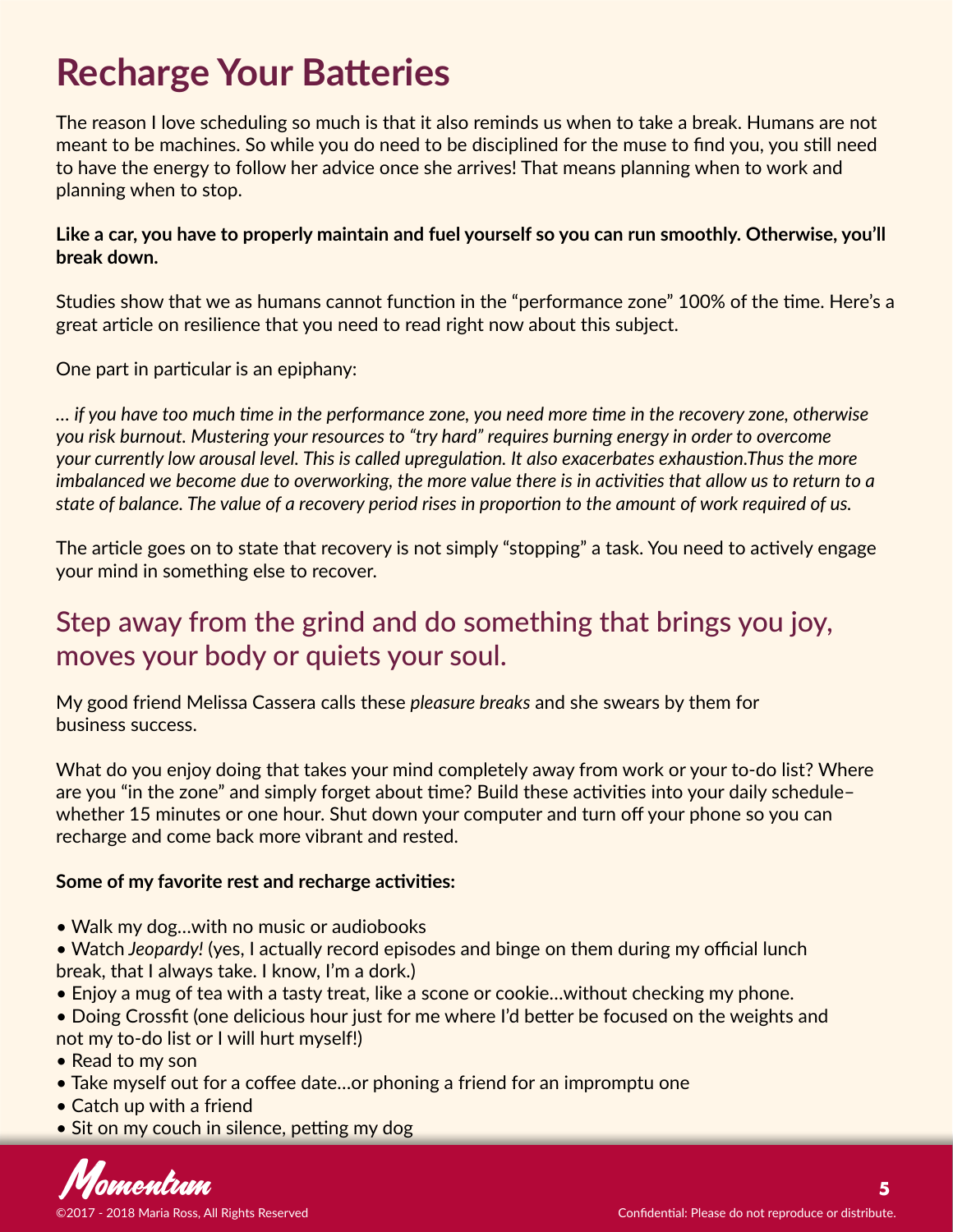# Recharge Your Batteries

The reason I love scheduling so much is that it also reminds us when to take a break. Humans are not meant to be machines. So while you do need to be disciplined for the muse to find you, you still need to have the energy to follow her advice once she arrives! That means planning when to work and planning when to stop.

**Like a car, you have to properly maintain and fuel yourself so you can run smoothly. Otherwise, you'll break down.**

Studies show that we as humans cannot function in the "performance zone" 100% of the time. Here's a great article on resilience that you need to read right now about this subject.

One part in particular is an epiphany:

*… if you have too much time in the performance zone, you need more time in the recovery zone, otherwise you risk burnout. Mustering your resources to "try hard" requires burning energy in order to overcome your currently low arousal level. This is called upregulation. It also exacerbates exhaustion.Thus the more imbalanced we become due to overworking, the more value there is in activities that allow us to return to a state of balance. The value of a recovery period rises in proportion to the amount of work required of us.*

The article goes on to state that recovery is not simply "stopping" a task. You need to actively engage your mind in something else to recover.

## Step away from the grind and do something that brings you joy, moves your body or quiets your soul.

My good friend Melissa Cassera calls these *pleasure breaks* and she swears by them for business success.

What do you enjoy doing that takes your mind completely away from work or your to-do list? Where are you "in the zone" and simply forget about time? Build these activities into your daily schedule– whether 15 minutes or one hour. Shut down your computer and turn off your phone so you can recharge and come back more vibrant and rested.

**Some of my favorite rest and recharge activities:**

- Walk my dog…with no music or audiobooks
- Watch *Jeopardy!* (yes, I actually record episodes and binge on them during my official lunch break, that I always take. I know, I'm a dork.)
- Enjoy a mug of tea with a tasty treat, like a scone or cookie…without checking my phone.
- Doing Crossfit (one delicious hour just for me where I'd better be focused on the weights and not my to-do list or I will hurt myself!)
- Read to my son
- Take myself out for a coffee date…or phoning a friend for an impromptu one
- Catch up with a friend
- Sit on my couch in silence, petting my dog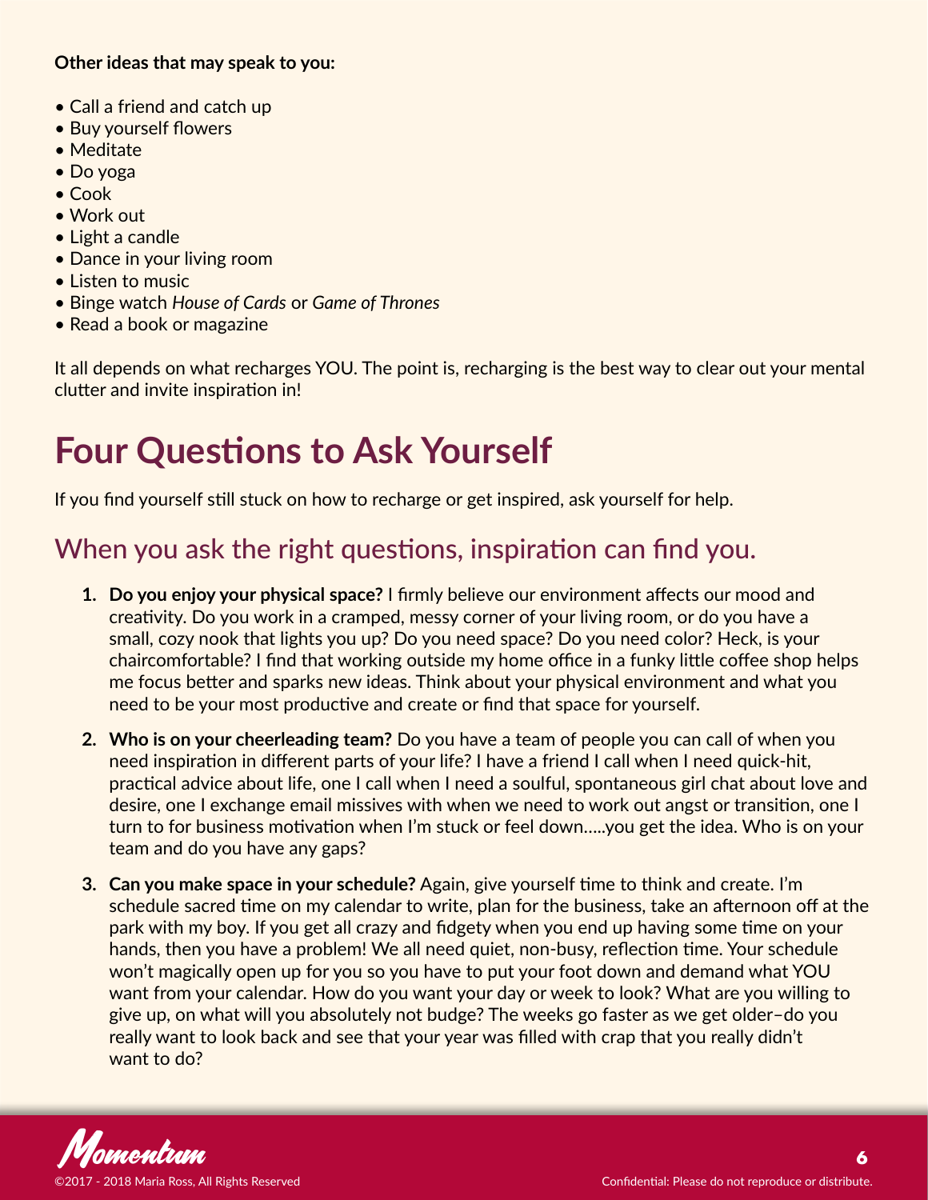**Other ideas that may speak to you:**

- Call a friend and catch up
- Buy yourself flowers
- Meditate
- Do yoga
- Cook
- Work out
- Light a candle
- Dance in your living room
- Listen to music
- Binge watch *House of Cards* or *Game of Thrones*
- Read a book or magazine

It all depends on what recharges YOU. The point is, recharging is the best way to clear out your mental clutter and invite inspiration in!

# Four Questions to Ask Yourself

If you find yourself still stuck on how to recharge or get inspired, ask yourself for help.

## When you ask the right questions, inspiration can find you.

1. **Do you enjoy your physical space?** I firmly believe our environment affects our mood and creativity. Do you work in a cramped, messy corner of your living room, or do you have a small, cozy nook that lights you up? Do you need space? Do you need color? Heck, is your chaircomfortable? I find that working outside my home office in a funky little coffee shop helps me focus better and sparks new ideas. Think about your physical environment and what you need to be your most productive and create or find that space for yourself.

2. **Who is on your cheerleading team?** Do you have a team of people you can call of when you need inspiration in different parts of your life? I have a friend I call when I need quick-hit, practical advice about life, one I call when I need a soulful, spontaneous girl chat about love and desire, one I exchange email missives with when we need to work out angst or transition, one I turn to for business motivation when I'm stuck or feel down…..you get the idea. Who is on your team and do you have any gaps?

3. **Can you make space in your schedule?** Again, give yourself time to think and create. I'm schedule sacred time on my calendar to write, plan for the business, take an afternoon off at the park with my boy. If you get all crazy and fidgety when you end up having some time on your hands, then you have a problem! We all need quiet, non-busy, reflection time. Your schedule won't magically open up for you so you have to put your foot down and demand what YOU want from your calendar. How do you want your day or week to look? What are you willing to give up, on what will you absolutely not budge? The weeks go faster as we get older–do you really want to look back and see that your year was filled with crap that you really didn't want to do?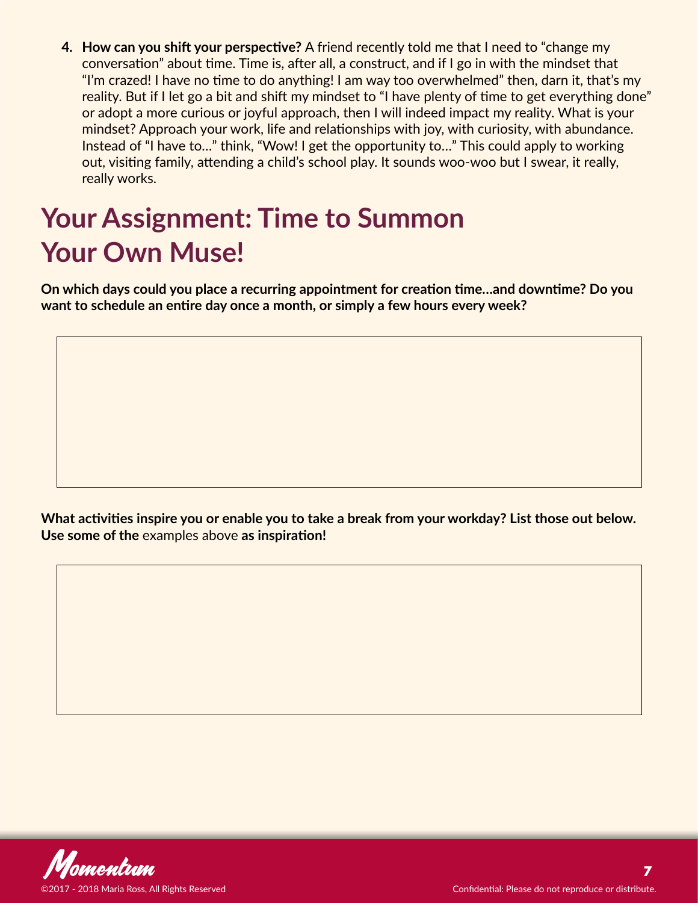4. **How can you shift your perspective?** A friend recently told me that I need to "change my conversation" about time. Time is, after all, a construct, and if I go in with the mindset that "I'm crazed! I have no time to do anything! I am way too overwhelmed" then, darn it, that's my reality. But if I let go a bit and shift my mindset to "I have plenty of time to get everything done" or adopt a more curious or joyful approach, then I will indeed impact my reality. What is your mindset? Approach your work, life and relationships with joy, with curiosity, with abundance. Instead of "I have to…" think, "Wow! I get the opportunity to…" This could apply to working out, visiting family, attending a child's school play. It sounds woo-woo but I swear, it really, really works.

# Your Assignment: Time to Summon Your Own Muse!

**On which days could you place a recurring appointment for creation time…and downtime? Do you want to schedule an entire day once a month, or simply a few hours every week?**

**What activities inspire you or enable you to take a break from your workday? List those out below. Use some of the** examples above **as inspiration!**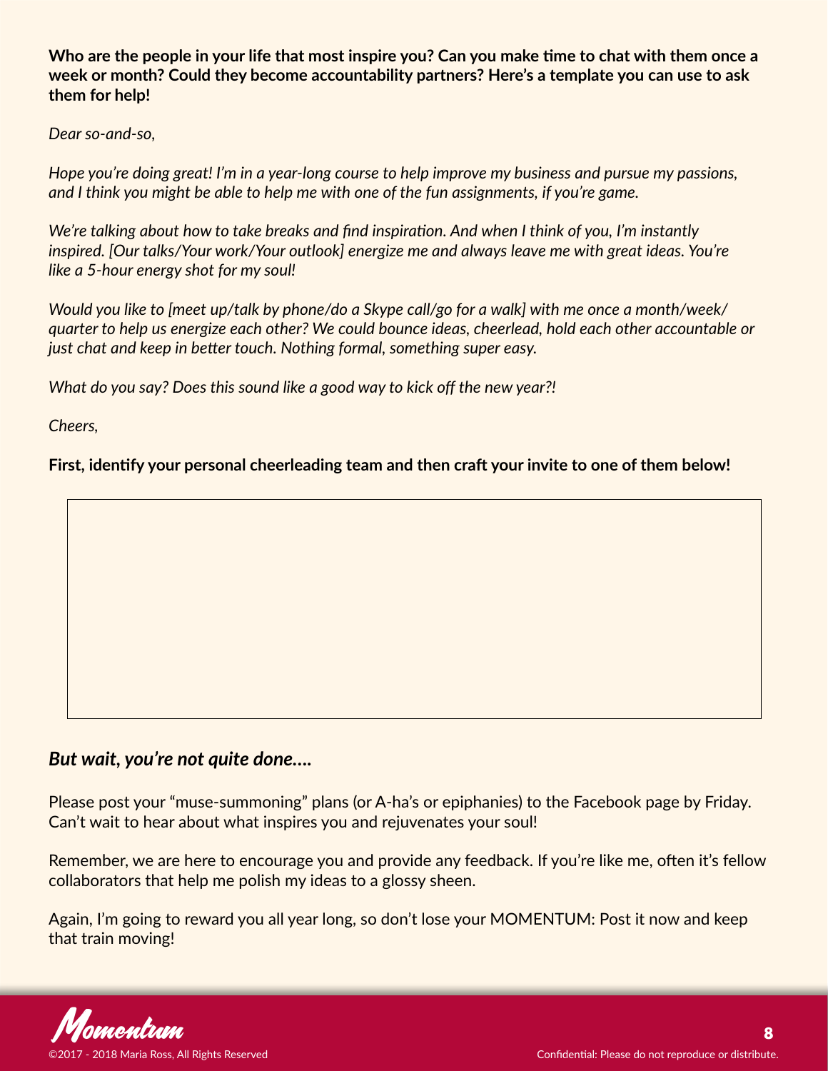**Who are the people in your life that most inspire you? Can you make time to chat with them once a week or month? Could they become accountability partners? Here's a template you can use to ask them for help!**

*Dear so-and-so,*

*Hope you're doing great! I'm in a year-long course to help improve my business and pursue my passions, and I think you might be able to help me with one of the fun assignments, if you're game.*

*We're talking about how to take breaks and find inspiration. And when I think of you, I'm instantly inspired. [Our talks/Your work/Your outlook] energize me and always leave me with great ideas. You're like a 5-hour energy shot for my soul!*

*Would you like to [meet up/talk by phone/do a Skype call/go for a walk] with me once a month/week/quarter to help us energize each other? We could bounce ideas, cheerlead, hold each other accountable or just chat and keep in better touch. Nothing formal, something super easy.*

*What do you say? Does this sound like a good way to kick off the new year?!*

*Cheers,*

**First, identify your personal cheerleading team and then craft your invite to one of them below!**

### *But wait, you're not quite done....*

Please post your "muse-summoning" plans (or A-ha's or epiphanies) to the Facebook page by Friday. Can't wait to hear about what inspires you and rejuvenates your soul!

Remember, we are here to encourage you and provide any feedback. If you're like me, often it's fellow collaborators that help me polish my ideas to a glossy sheen.

Again, I'm going to reward you all year long, so don't lose your MOMENTUM: Post it now and keep that train moving!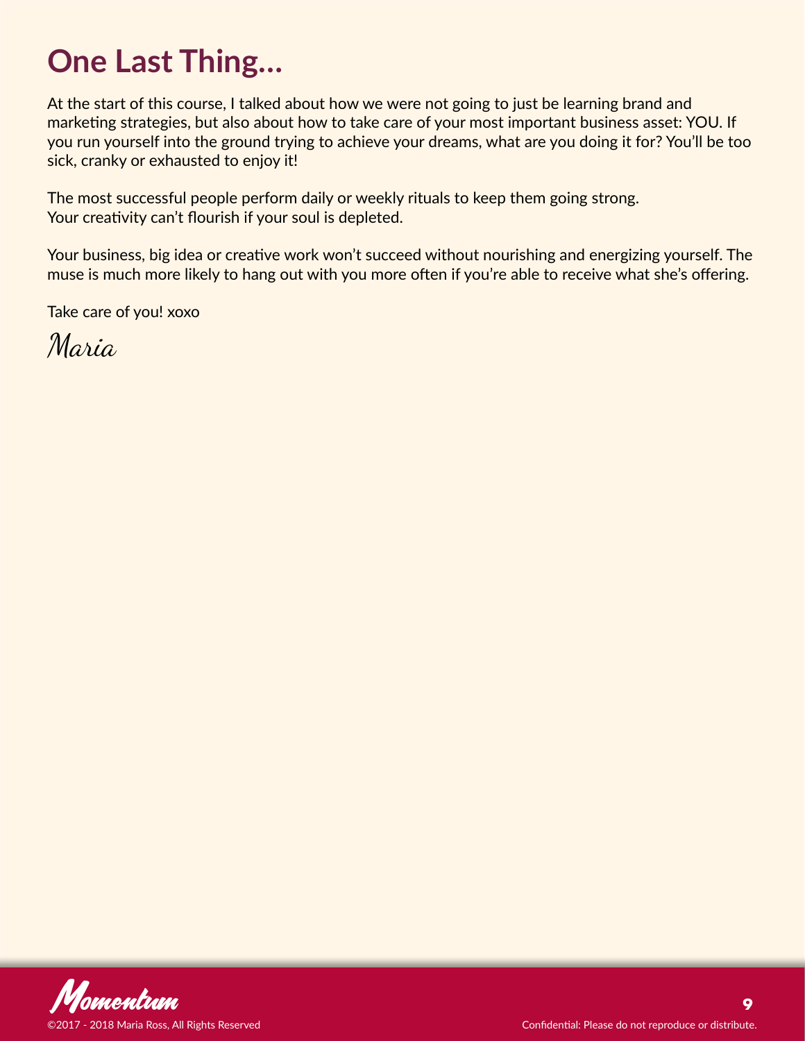# One Last Thing…

At the start of this course, I talked about how we were not going to just be learning brand and marketing strategies, but also about how to take care of your most important business asset: YOU. If you run yourself into the ground trying to achieve your dreams, what are you doing it for? You'll be too sick, cranky or exhausted to enjoy it!

The most successful people perform daily or weekly rituals to keep them going strong.
Your creativity can't flourish if your soul is depleted.

Your business, big idea or creative work won't succeed without nourishing and energizing yourself. The muse is much more likely to hang out with you more often if you're able to receive what she's offering.

Take care of you! xoxo

*Maria*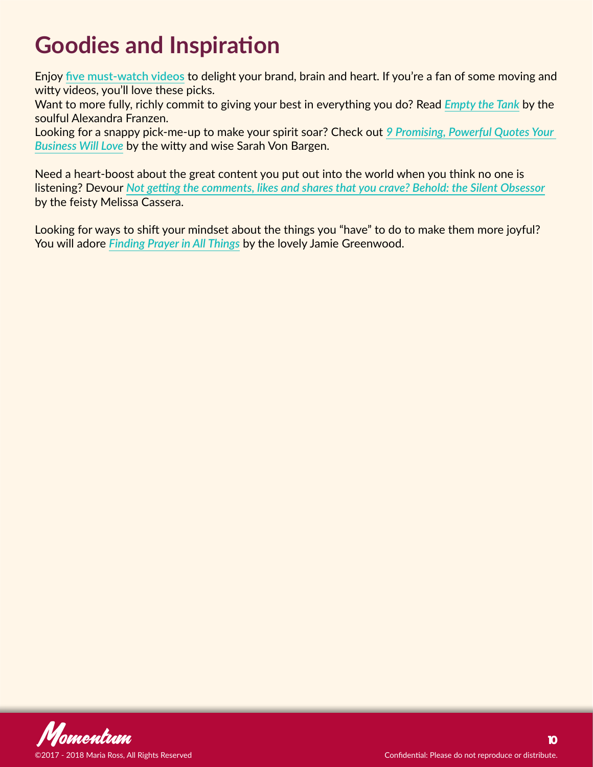# Goodies and Inspiration

Enjoy five must-watch videos to delight your brand, brain and heart. If you're a fan of some moving and witty videos, you'll love these picks.
Want to more fully, richly commit to giving your best in everything you do? Read *Empty the Tank* by the soulful Alexandra Franzen.
Looking for a snappy pick-me-up to make your spirit soar? Check out *9 Promising, Powerful Quotes Your Business Will Love* by the witty and wise Sarah Von Bargen.

Need a heart-boost about the great content you put out into the world when you think no one is listening? Devour *Not getting the comments, likes and shares that you crave? Behold: the Silent Obsessor* by the feisty Melissa Cassera.

Looking for ways to shift your mindset about the things you "have" to do to make them more joyful? You will adore *Finding Prayer in All Things* by the lovely Jamie Greenwood.